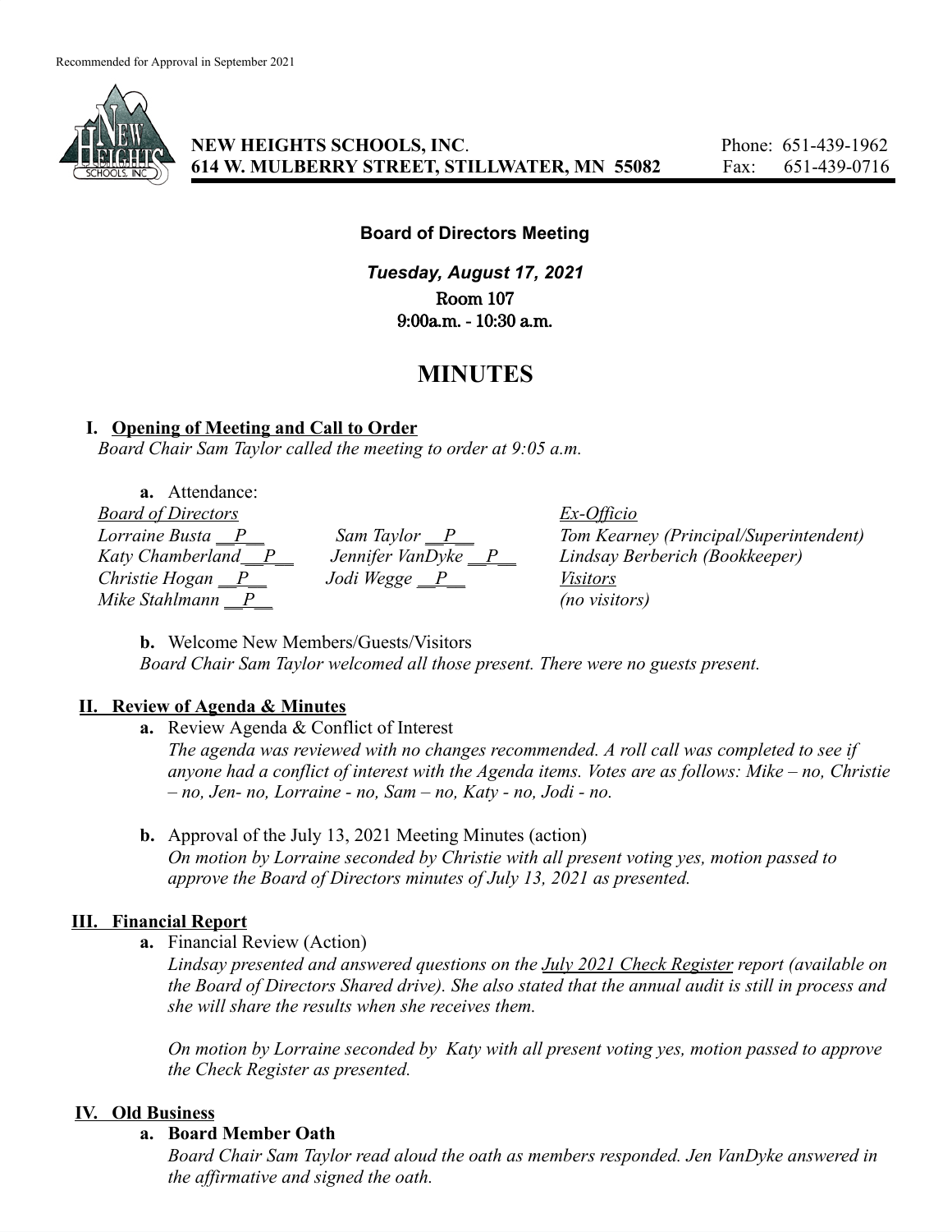Recommended for Approval in September 2021

**NEW HEIGHTS SCHOOLS, INC.**
**614 W. MULBERRY STREET, STILLWATER, MN 55082**

Phone: 651-439-1962
Fax: 651-439-0716

**Board of Directors Meeting**

***Tuesday, August 17, 2021***
Room 107
9:00a.m. - 10:30 a.m.

# MINUTES

## I. Opening of Meeting and Call to Order

*Board Chair Sam Taylor called the meeting to order at 9:05 a.m.*

**a.** Attendance:

| *Board of Directors* | | *Ex-Officio* |
|---|---|---|
| *Lorraine Busta __P__* | *Sam Taylor __P__* | *Tom Kearney (Principal/Superintendent)* |
| *Katy Chamberland__P__* | *Jennifer VanDyke __P__* | *Lindsay Berberich (Bookkeeper)* |
| *Christie Hogan __P__* | *Jodi Wegge __P__* | *Visitors* |
| *Mike Stahlmann __P__* | | *(no visitors)* |

**b.** Welcome New Members/Guests/Visitors
*Board Chair Sam Taylor welcomed all those present. There were no guests present.*

## II. Review of Agenda & Minutes

**a.** Review Agenda & Conflict of Interest
*The agenda was reviewed with no changes recommended. A roll call was completed to see if anyone had a conflict of interest with the Agenda items. Votes are as follows: Mike – no, Christie – no, Jen- no, Lorraine - no, Sam – no, Katy - no, Jodi - no.*

**b.** Approval of the July 13, 2021 Meeting Minutes (action)
*On motion by Lorraine seconded by Christie with all present voting yes, motion passed to approve the Board of Directors minutes of July 13, 2021 as presented.*

## III. Financial Report

**a.** Financial Review (Action)
*Lindsay presented and answered questions on the July 2021 Check Register report (available on the Board of Directors Shared drive). She also stated that the annual audit is still in process and she will share the results when she receives them.*

*On motion by Lorraine seconded by Katy with all present voting yes, motion passed to approve the Check Register as presented.*

## IV. Old Business

**a. Board Member Oath**
*Board Chair Sam Taylor read aloud the oath as members responded. Jen VanDyke answered in the affirmative and signed the oath.*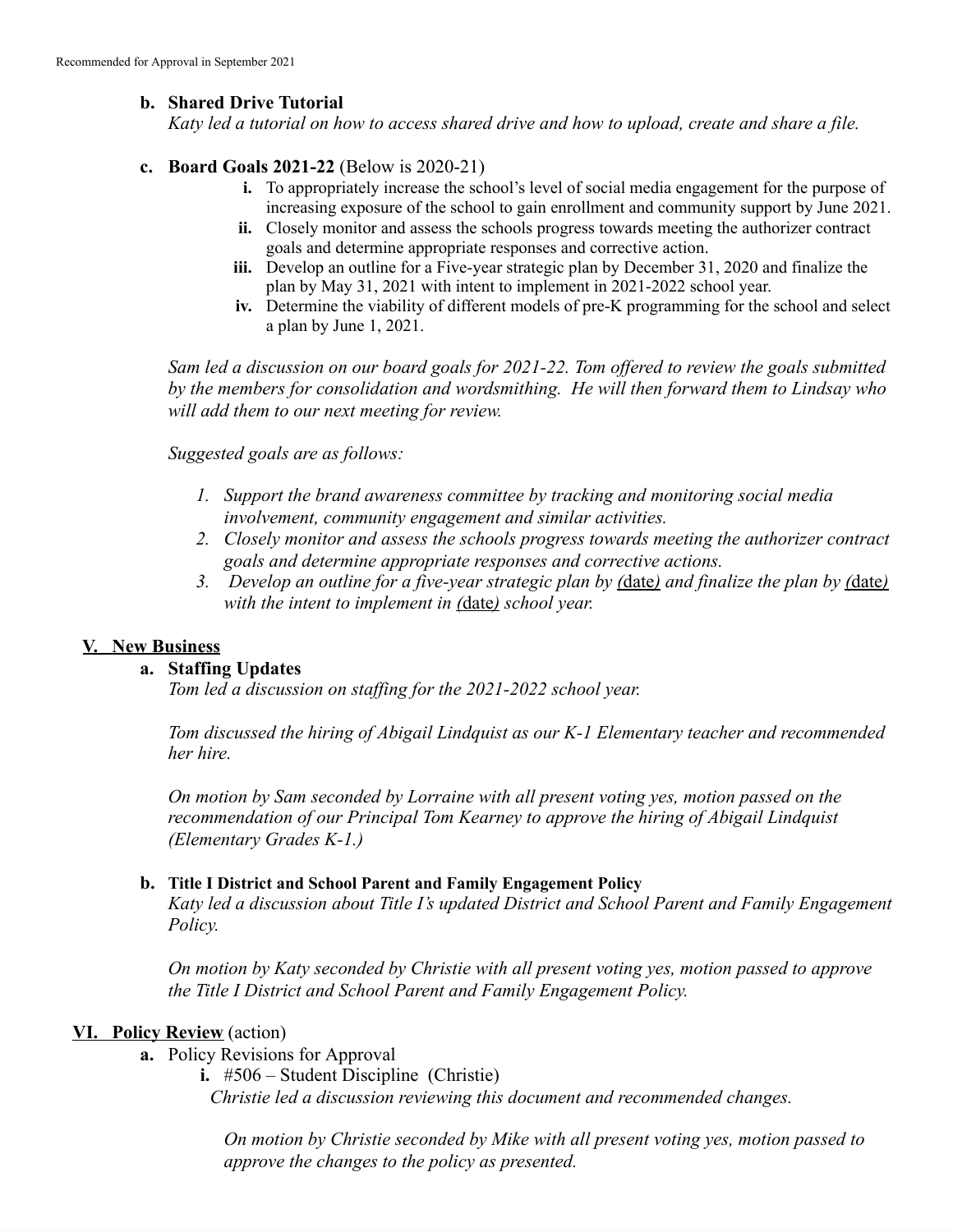**b. Shared Drive Tutorial**

*Katy led a tutorial on how to access shared drive and how to upload, create and share a file.*

**c. Board Goals 2021-22** (Below is 2020-21)

- **i.** To appropriately increase the school's level of social media engagement for the purpose of increasing exposure of the school to gain enrollment and community support by June 2021.
- **ii.** Closely monitor and assess the schools progress towards meeting the authorizer contract goals and determine appropriate responses and corrective action.
- **iii.** Develop an outline for a Five-year strategic plan by December 31, 2020 and finalize the plan by May 31, 2021 with intent to implement in 2021-2022 school year.
- **iv.** Determine the viability of different models of pre-K programming for the school and select a plan by June 1, 2021.

*Sam led a discussion on our board goals for 2021-22. Tom offered to review the goals submitted by the members for consolidation and wordsmithing. He will then forward them to Lindsay who will add them to our next meeting for review.*

*Suggested goals are as follows:*

1. *Support the brand awareness committee by tracking and monitoring social media involvement, community engagement and similar activities.*
2. *Closely monitor and assess the schools progress towards meeting the authorizer contract goals and determine appropriate responses and corrective actions.*
3. *Develop an outline for a five-year strategic plan by (date) and finalize the plan by (date) with the intent to implement in (date) school year.*

## V. New Business

**a. Staffing Updates**

*Tom led a discussion on staffing for the 2021-2022 school year.*

*Tom discussed the hiring of Abigail Lindquist as our K-1 Elementary teacher and recommended her hire.*

*On motion by Sam seconded by Lorraine with all present voting yes, motion passed on the recommendation of our Principal Tom Kearney to approve the hiring of Abigail Lindquist (Elementary Grades K-1.)*

**b. Title I District and School Parent and Family Engagement Policy**

*Katy led a discussion about Title I's updated District and School Parent and Family Engagement Policy.*

*On motion by Katy seconded by Christie with all present voting yes, motion passed to approve the Title I District and School Parent and Family Engagement Policy.*

## VI. Policy Review (action)

**a.** Policy Revisions for Approval

- **i.** #506 – Student Discipline (Christie)

  *Christie led a discussion reviewing this document and recommended changes.*

  *On motion by Christie seconded by Mike with all present voting yes, motion passed to approve the changes to the policy as presented.*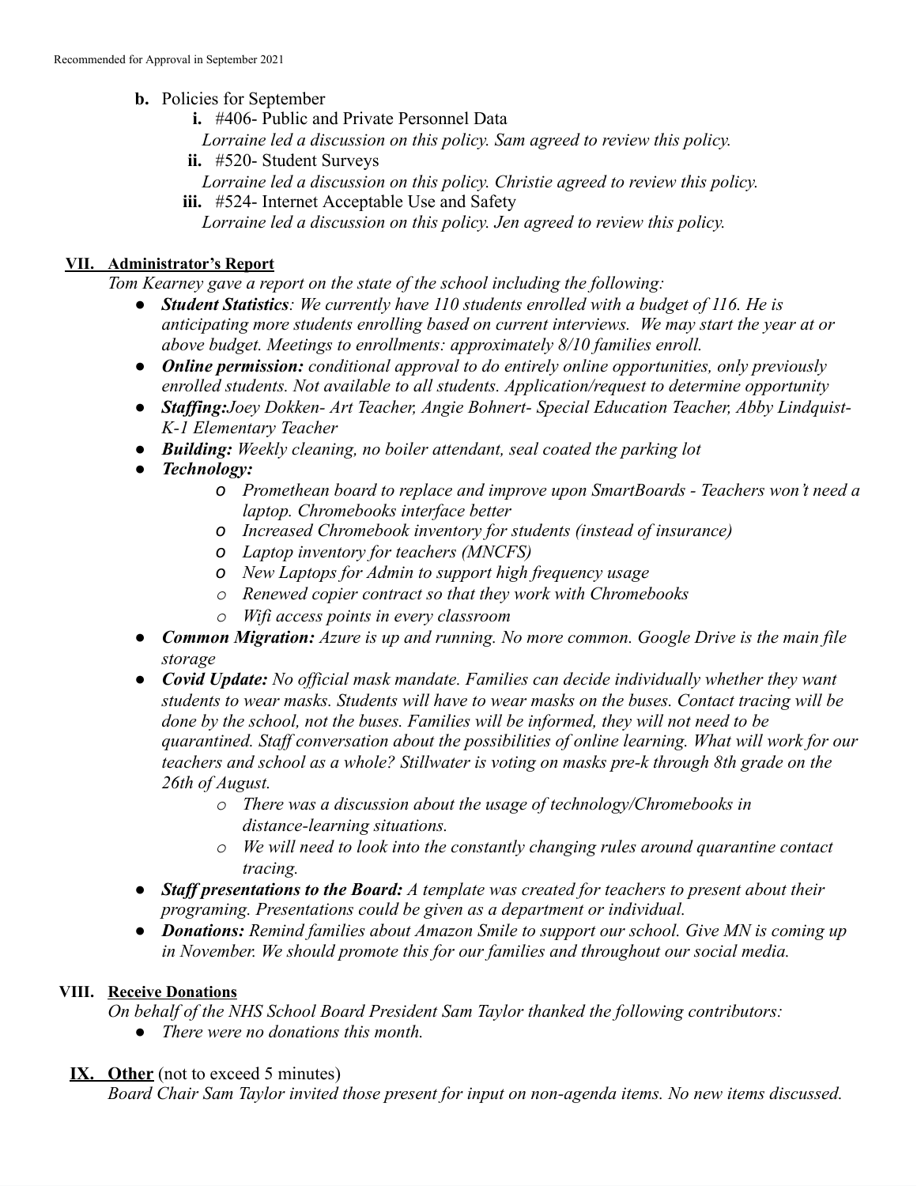**b.** Policies for September

  **i.** #406- Public and Private Personnel Data

  *Lorraine led a discussion on this policy. Sam agreed to review this policy.*

  **ii.** #520- Student Surveys

  *Lorraine led a discussion on this policy. Christie agreed to review this policy.*

  **iii.** #524- Internet Acceptable Use and Safety

  *Lorraine led a discussion on this policy. Jen agreed to review this policy.*

## VII. Administrator's Report

*Tom Kearney gave a report on the state of the school including the following:*

- ***Student Statistics**: We currently have 110 students enrolled with a budget of 116. He is anticipating more students enrolling based on current interviews. We may start the year at or above budget. Meetings to enrollments: approximately 8/10 families enroll.*
- ***Online permission:** conditional approval to do entirely online opportunities, only previously enrolled students. Not available to all students. Application/request to determine opportunity*
- ***Staffing:**Joey Dokken- Art Teacher, Angie Bohnert- Special Education Teacher, Abby Lindquist- K-1 Elementary Teacher*
- ***Building:** Weekly cleaning, no boiler attendant, seal coated the parking lot*
- ***Technology:***
  - *Promethean board to replace and improve upon SmartBoards - Teachers won't need a laptop. Chromebooks interface better*
  - *Increased Chromebook inventory for students (instead of insurance)*
  - *Laptop inventory for teachers (MNCFS)*
  - *New Laptops for Admin to support high frequency usage*
  - *Renewed copier contract so that they work with Chromebooks*
  - *Wifi access points in every classroom*
- ***Common Migration:** Azure is up and running. No more common. Google Drive is the main file storage*
- ***Covid Update:** No official mask mandate. Families can decide individually whether they want students to wear masks. Students will have to wear masks on the buses. Contact tracing will be done by the school, not the buses. Families will be informed, they will not need to be quarantined. Staff conversation about the possibilities of online learning. What will work for our teachers and school as a whole? Stillwater is voting on masks pre-k through 8th grade on the 26th of August.*
  - *There was a discussion about the usage of technology/Chromebooks in distance-learning situations.*
  - *We will need to look into the constantly changing rules around quarantine contact tracing.*
- ***Staff presentations to the Board:** A template was created for teachers to present about their programing. Presentations could be given as a department or individual.*
- ***Donations:** Remind families about Amazon Smile to support our school. Give MN is coming up in November. We should promote this for our families and throughout our social media.*

## VIII. Receive Donations

*On behalf of the NHS School Board President Sam Taylor thanked the following contributors:*

- *There were no donations this month.*

## IX. Other (not to exceed 5 minutes)

*Board Chair Sam Taylor invited those present for input on non-agenda items. No new items discussed.*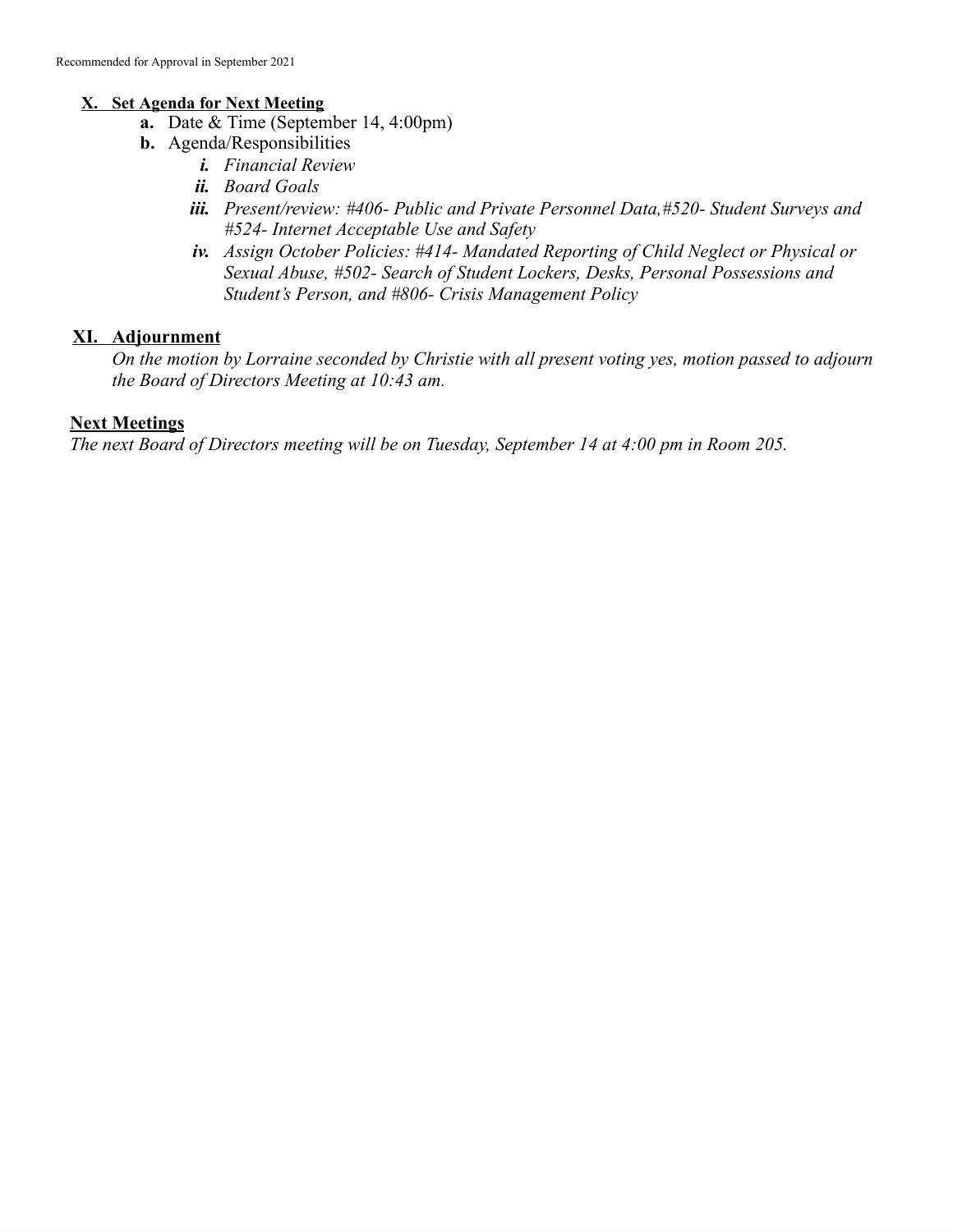## X. Set Agenda for Next Meeting

   a. Date & Time (September 14, 4:00pm)
   b. Agenda/Responsibilities
      i. *Financial Review*
      ii. *Board Goals*
      iii. *Present/review: #406- Public and Private Personnel Data,#520- Student Surveys and #524- Internet Acceptable Use and Safety*
      iv. *Assign October Policies: #414- Mandated Reporting of Child Neglect or Physical or Sexual Abuse, #502- Search of Student Lockers, Desks, Personal Possessions and Student's Person, and #806- Crisis Management Policy*

## XI. Adjournment

*On the motion by Lorraine seconded by Christie with all present voting yes, motion passed to adjourn the Board of Directors Meeting at 10:43 am.*

## Next Meetings

*The next Board of Directors meeting will be on Tuesday, September 14 at 4:00 pm in Room 205.*